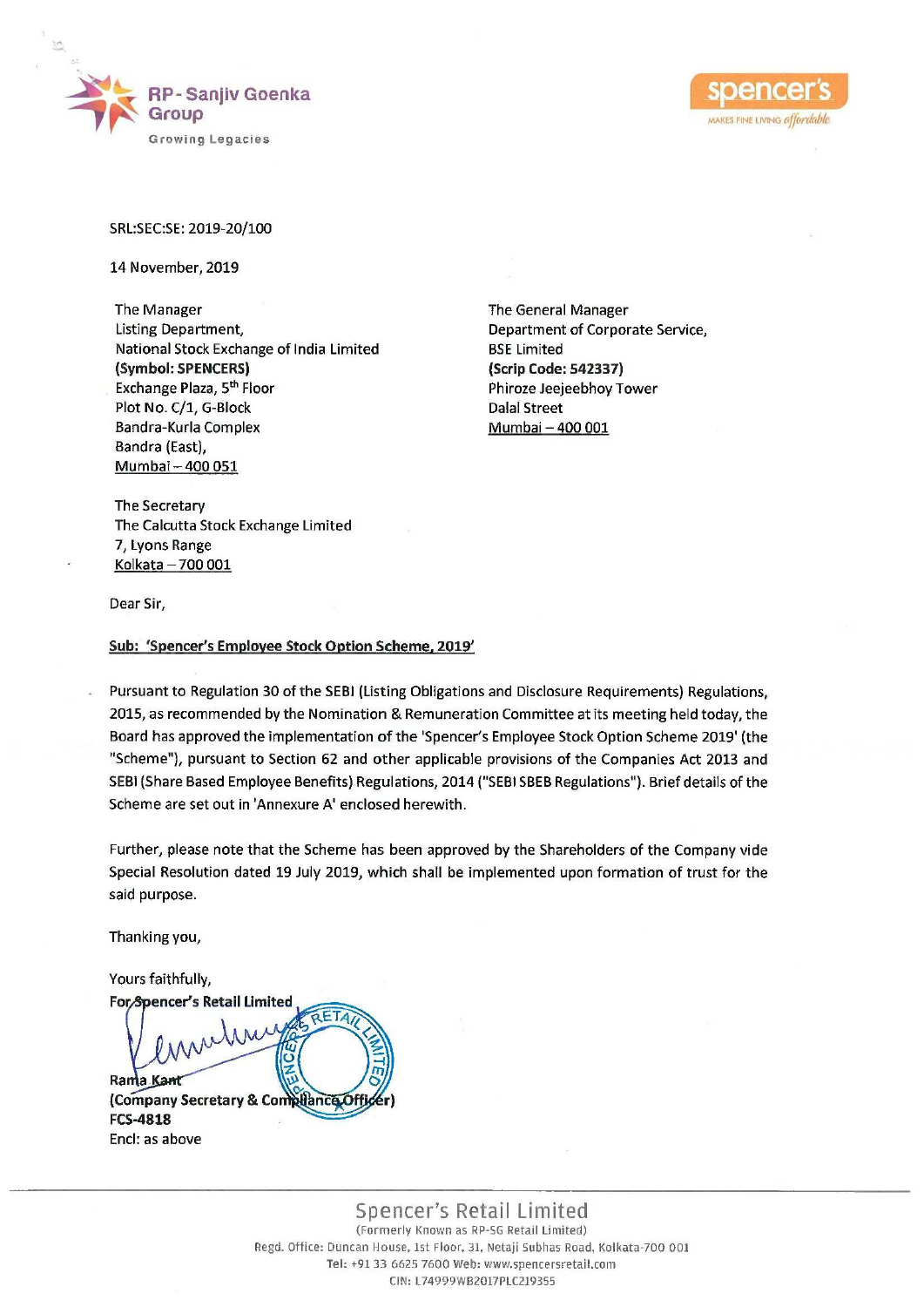RP-Sanjiv Goenka Group
Growing Legacies

spencer's
MAKES FINE LIVING affordable

SRL:SEC:SE: 2019-20/100

14 November, 2019

The Manager
Listing Department,
National Stock Exchange of India Limited
**(Symbol: SPENCERS)**
Exchange Plaza, 5th Floor
Plot No. C/1, G-Block
Bandra-Kurla Complex
Bandra (East),
Mumbai – 400 051

The General Manager
Department of Corporate Service,
BSE Limited
**(Scrip Code: 542337)**
Phiroze Jeejeebhoy Tower
Dalal Street
Mumbai – 400 001

The Secretary
The Calcutta Stock Exchange Limited
7, Lyons Range
Kolkata – 700 001

Dear Sir,

**Sub: 'Spencer's Employee Stock Option Scheme, 2019'**

Pursuant to Regulation 30 of the SEBI (Listing Obligations and Disclosure Requirements) Regulations, 2015, as recommended by the Nomination & Remuneration Committee at its meeting held today, the Board has approved the implementation of the 'Spencer's Employee Stock Option Scheme 2019' (the "Scheme"), pursuant to Section 62 and other applicable provisions of the Companies Act 2013 and SEBI (Share Based Employee Benefits) Regulations, 2014 ("SEBI SBEB Regulations"). Brief details of the Scheme are set out in 'Annexure A' enclosed herewith.

Further, please note that the Scheme has been approved by the Shareholders of the Company vide Special Resolution dated 19 July 2019, which shall be implemented upon formation of trust for the said purpose.

Thanking you,

Yours faithfully,
**For Spencer's Retail Limited**

**Rama Kant**
**(Company Secretary & Compliance Officer)**
**FCS-4818**
Encl: as above

Spencer's Retail Limited
(Formerly Known as RP-SG Retail Limited)
Regd. Office: Duncan House, 1st Floor, 31, Netaji Subhas Road, Kolkata-700 001
Tel: +91 33 6625 7600 Web: www.spencersretail.com
CIN: L74999WB2017PLC219355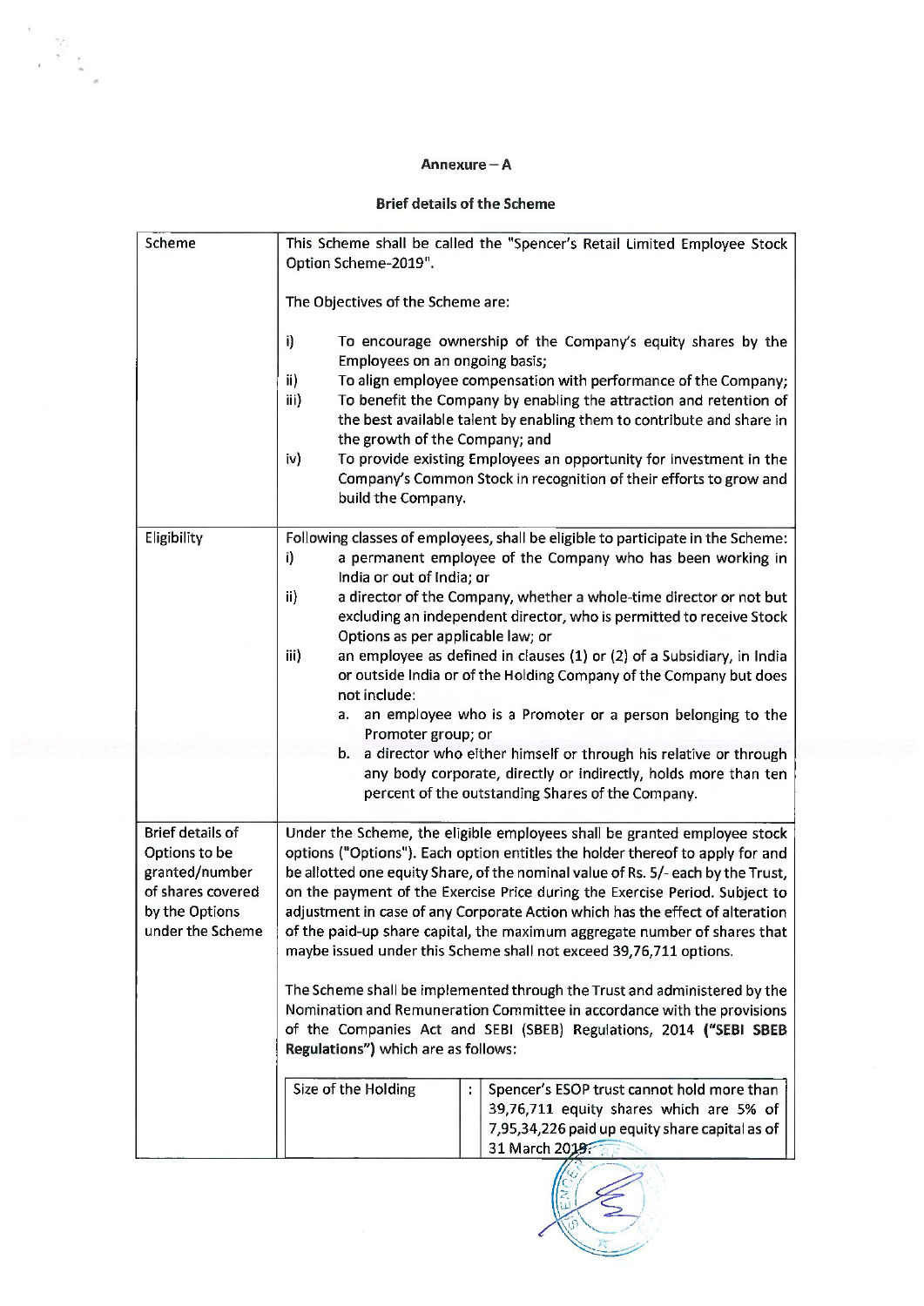## Annexure – A

### Brief details of the Scheme

| | |
|---|---|
| Scheme | This Scheme shall be called the "Spencer's Retail Limited Employee Stock Option Scheme-2019".<br><br>The Objectives of the Scheme are:<br><br>i) To encourage ownership of the Company's equity shares by the Employees on an ongoing basis;<br>ii) To align employee compensation with performance of the Company;<br>iii) To benefit the Company by enabling the attraction and retention of the best available talent by enabling them to contribute and share in the growth of the Company; and<br>iv) To provide existing Employees an opportunity for investment in the Company's Common Stock in recognition of their efforts to grow and build the Company. |
| Eligibility | Following classes of employees, shall be eligible to participate in the Scheme:<br>i) a permanent employee of the Company who has been working in India or out of India; or<br>ii) a director of the Company, whether a whole-time director or not but excluding an independent director, who is permitted to receive Stock Options as per applicable law; or<br>iii) an employee as defined in clauses (1) or (2) of a Subsidiary, in India or outside India or of the Holding Company of the Company but does not include:<br>a. an employee who is a Promoter or a person belonging to the Promoter group; or<br>b. a director who either himself or through his relative or through any body corporate, directly or indirectly, holds more than ten percent of the outstanding Shares of the Company. |
| Brief details of Options to be granted/number of shares covered by the Options under the Scheme | Under the Scheme, the eligible employees shall be granted employee stock options ("Options"). Each option entitles the holder thereof to apply for and be allotted one equity Share, of the nominal value of Rs. 5/- each by the Trust, on the payment of the Exercise Price during the Exercise Period. Subject to adjustment in case of any Corporate Action which has the effect of alteration of the paid-up share capital, the maximum aggregate number of shares that maybe issued under this Scheme shall not exceed 39,76,711 options.<br><br>The Scheme shall be implemented through the Trust and administered by the Nomination and Remuneration Committee in accordance with the provisions of the Companies Act and SEBI (SBEB) Regulations, 2014 **("SEBI SBEB Regulations")** which are as follows:<br><br>Size of the Holding : Spencer's ESOP trust cannot hold more than 39,76,711 equity shares which are 5% of 7,95,34,226 paid up equity share capital as of 31 March 2019. |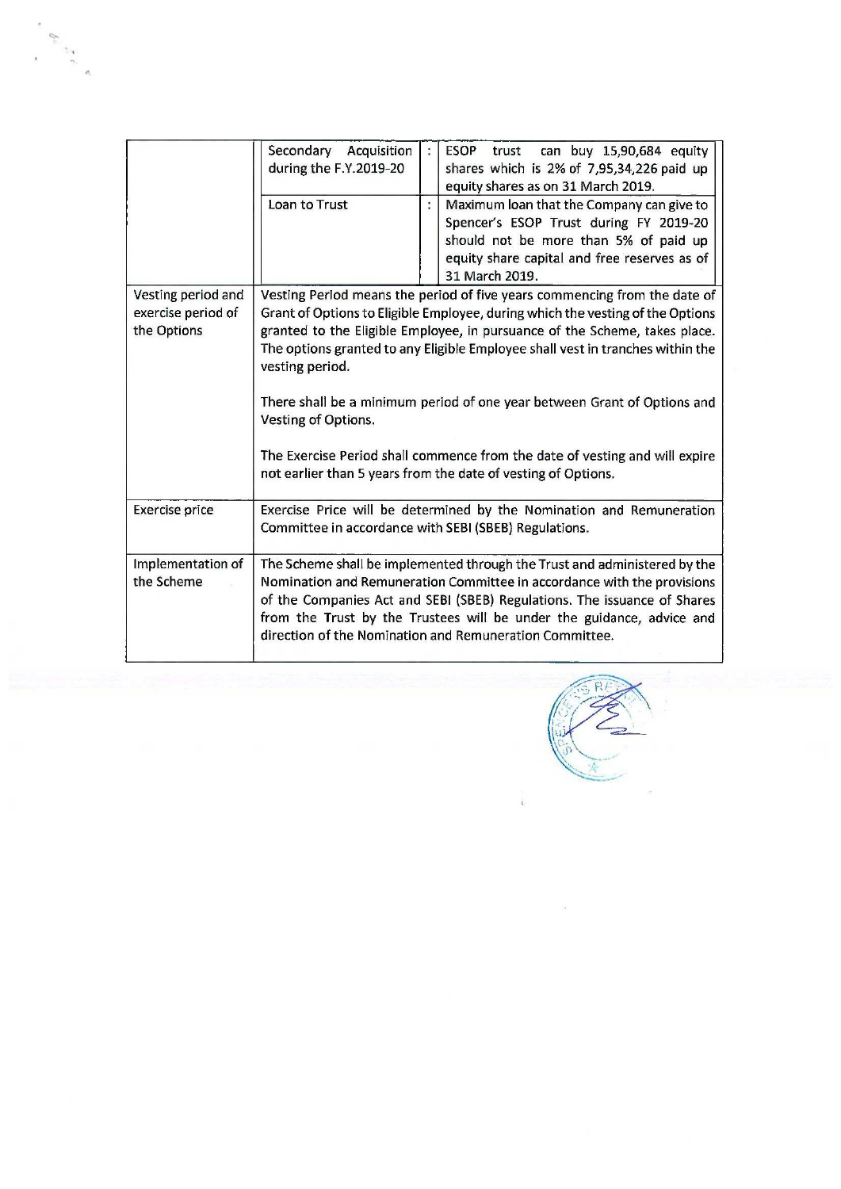| | | | |
|---|---|---|---|
| | Secondary Acquisition during the F.Y.2019-20 | : | ESOP trust can buy 15,90,684 equity shares which is 2% of 7,95,34,226 paid up equity shares as on 31 March 2019. |
| | Loan to Trust | : | Maximum loan that the Company can give to Spencer's ESOP Trust during FY 2019-20 should not be more than 5% of paid up equity share capital and free reserves as of 31 March 2019. |
| Vesting period and exercise period of the Options | Vesting Period means the period of five years commencing from the date of Grant of Options to Eligible Employee, during which the vesting of the Options granted to the Eligible Employee, in pursuance of the Scheme, takes place. The options granted to any Eligible Employee shall vest in tranches within the vesting period.<br><br>There shall be a minimum period of one year between Grant of Options and Vesting of Options.<br><br>The Exercise Period shall commence from the date of vesting and will expire not earlier than 5 years from the date of vesting of Options. | | |
| Exercise price | Exercise Price will be determined by the Nomination and Remuneration Committee in accordance with SEBI (SBEB) Regulations. | | |
| Implementation of the Scheme | The Scheme shall be implemented through the Trust and administered by the Nomination and Remuneration Committee in accordance with the provisions of the Companies Act and SEBI (SBEB) Regulations. The issuance of Shares from the Trust by the Trustees will be under the guidance, advice and direction of the Nomination and Remuneration Committee. | | |